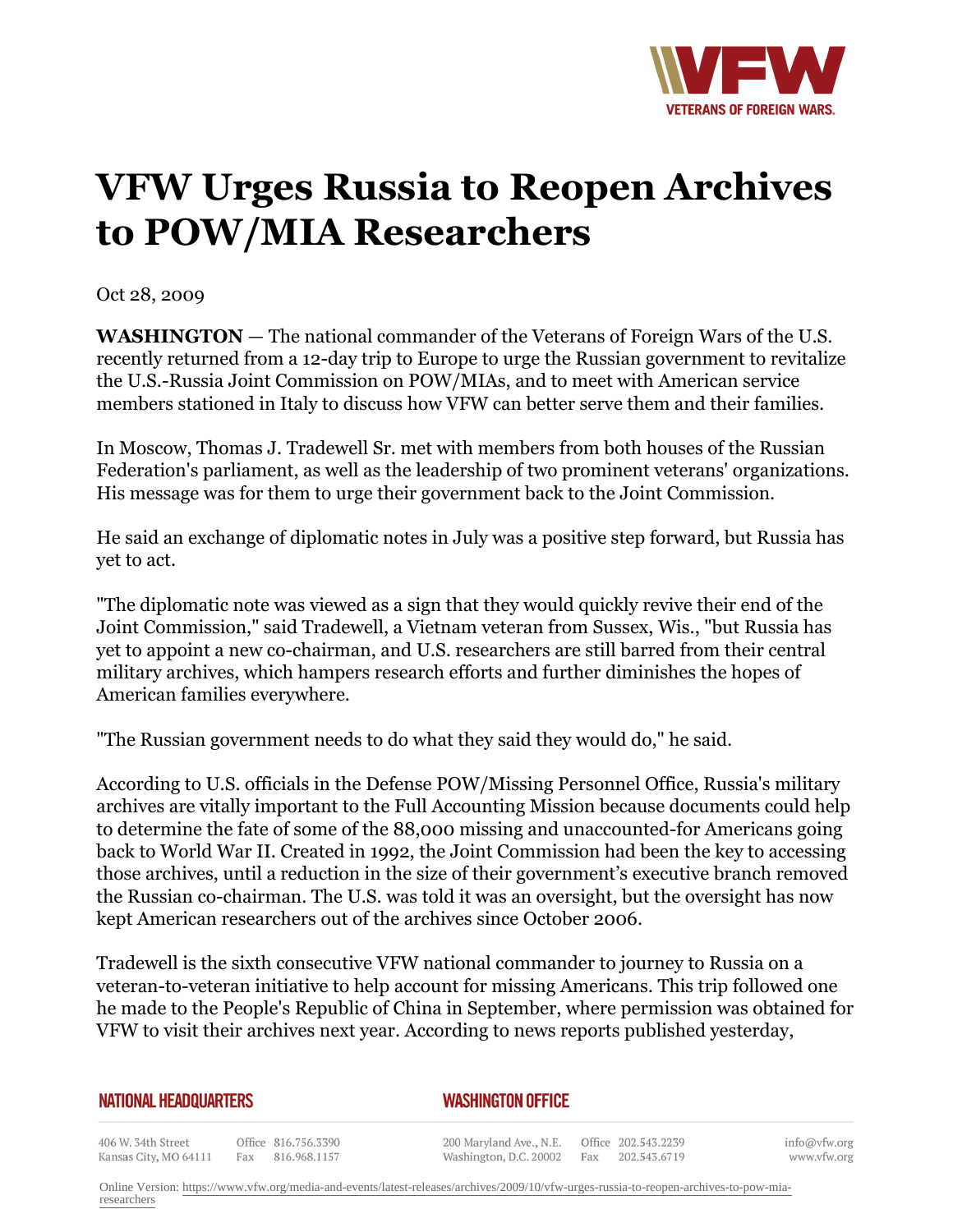# VFW Urges Russia to Reopen Archives to POW/MIA Researchers

Oct 28, 2009

**WASHINGTON** — The national commander of the Veterans of Foreign Wars of the U.S. recently returned from a 12-day trip to Europe to urge the Russian government to revitalize the U.S.-Russia Joint Commission on POW/MIAs, and to meet with American service members stationed in Italy to discuss how VFW can better serve them and their families.

In Moscow, Thomas J. Tradewell Sr. met with members from both houses of the Russian Federation's parliament, as well as the leadership of two prominent veterans' organizations. His message was for them to urge their government back to the Joint Commission.

He said an exchange of diplomatic notes in July was a positive step forward, but Russia has yet to act.

"The diplomatic note was viewed as a sign that they would quickly revive their end of the Joint Commission," said Tradewell, a Vietnam veteran from Sussex, Wis., "but Russia has yet to appoint a new co-chairman, and U.S. researchers are still barred from their central military archives, which hampers research efforts and further diminishes the hopes of American families everywhere.

"The Russian government needs to do what they said they would do," he said.

According to U.S. officials in the Defense POW/Missing Personnel Office, Russia's military archives are vitally important to the Full Accounting Mission because documents could help to determine the fate of some of the 88,000 missing and unaccounted-for Americans going back to World War II. Created in 1992, the Joint Commission had been the key to accessing those archives, until a reduction in the size of their government's executive branch removed the Russian co-chairman. The U.S. was told it was an oversight, but the oversight has now kept American researchers out of the archives since October 2006.

Tradewell is the sixth consecutive VFW national commander to journey to Russia on a veteran-to-veteran initiative to help account for missing Americans. This trip followed one he made to the People's Republic of China in September, where permission was obtained for VFW to visit their archives next year. According to news reports published yesterday,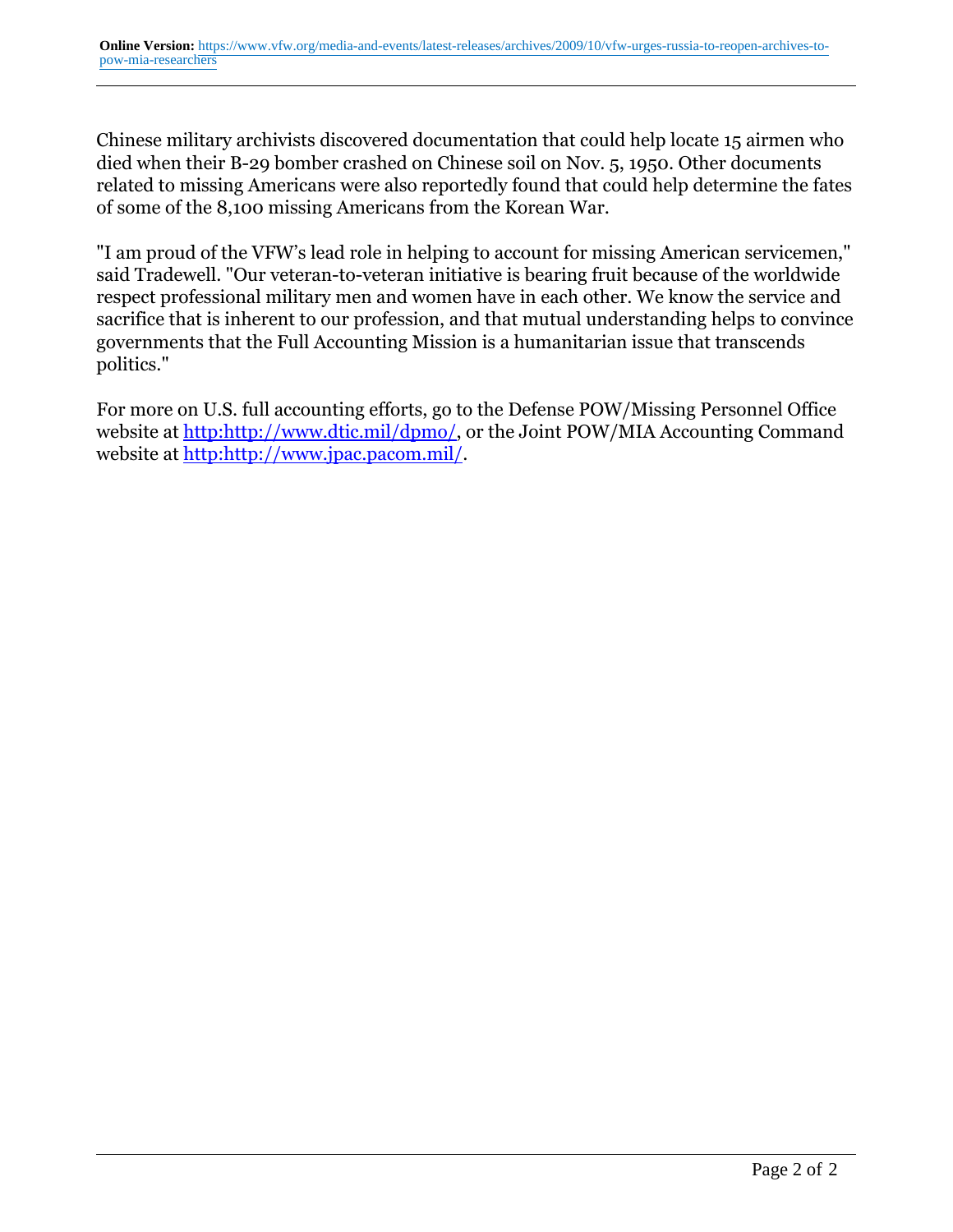Chinese military archivists discovered documentation that could help locate 15 airmen who died when their B-29 bomber crashed on Chinese soil on Nov. 5, 1950. Other documents related to missing Americans were also reportedly found that could help determine the fates of some of the 8,100 missing Americans from the Korean War.

"I am proud of the VFW's lead role in helping to account for missing American servicemen," said Tradewell. "Our veteran-to-veteran initiative is bearing fruit because of the worldwide respect professional military men and women have in each other. We know the service and sacrifice that is inherent to our profession, and that mutual understanding helps to convince governments that the Full Accounting Mission is a humanitarian issue that transcends politics."

For more on U.S. full accounting efforts, go to the Defense POW/Missing Personnel Office website at http:http://www.dtic.mil/dpmo/, or the Joint POW/MIA Accounting Command website at http:http://www.jpac.pacom.mil/.